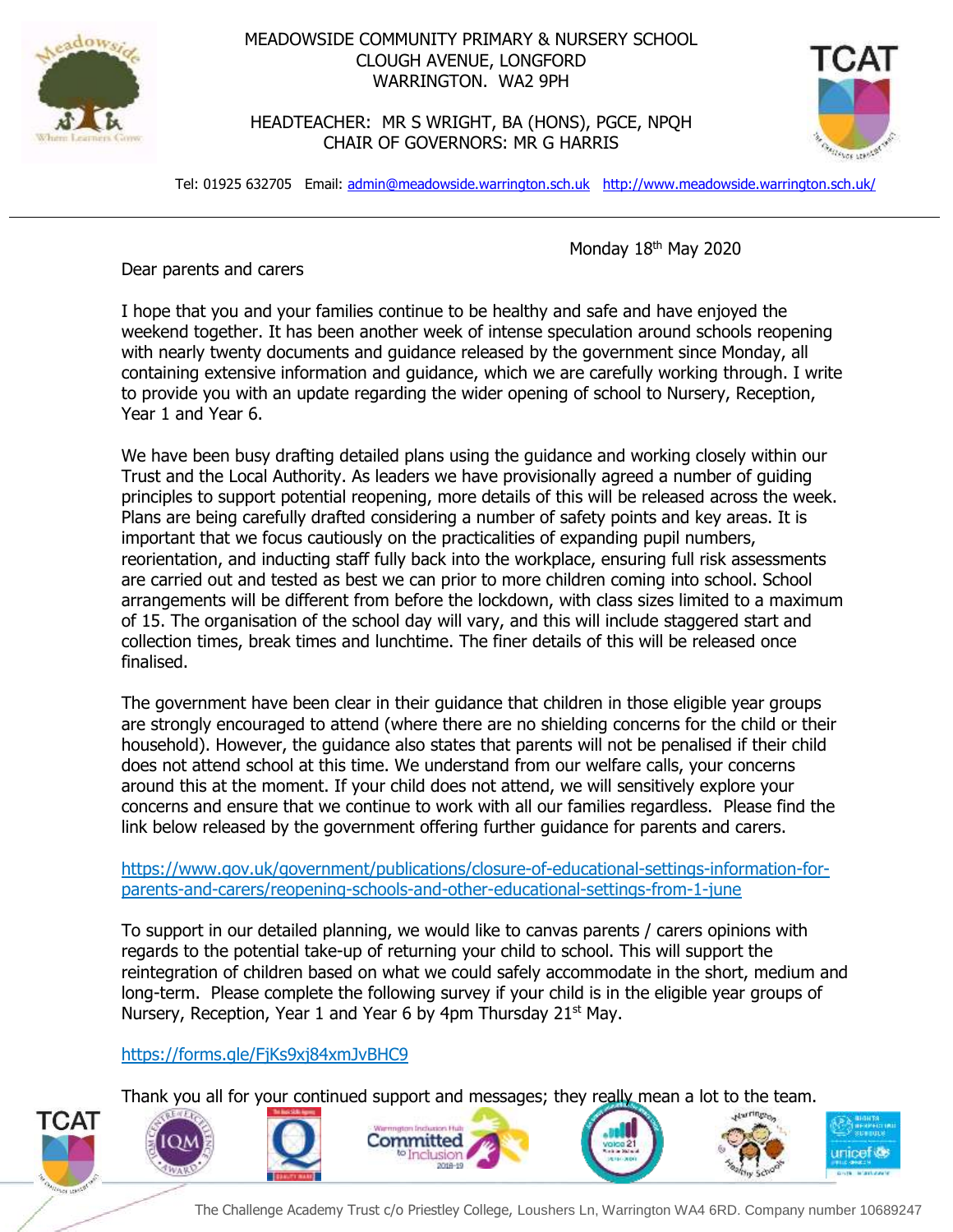MEADOWSIDE COMMUNITY PRIMARY & NURSERY SCHOOL
CLOUGH AVENUE, LONGFORD
WARRINGTON. WA2 9PH

HEADTEACHER: MR S WRIGHT, BA (HONS), PGCE, NPQH
CHAIR OF GOVERNORS: MR G HARRIS

Tel: 01925 632705 Email: admin@meadowside.warrington.sch.uk http://www.meadowside.warrington.sch.uk/

Monday 18th May 2020

Dear parents and carers

I hope that you and your families continue to be healthy and safe and have enjoyed the weekend together. It has been another week of intense speculation around schools reopening with nearly twenty documents and guidance released by the government since Monday, all containing extensive information and guidance, which we are carefully working through. I write to provide you with an update regarding the wider opening of school to Nursery, Reception, Year 1 and Year 6.

We have been busy drafting detailed plans using the guidance and working closely within our Trust and the Local Authority. As leaders we have provisionally agreed a number of guiding principles to support potential reopening, more details of this will be released across the week. Plans are being carefully drafted considering a number of safety points and key areas. It is important that we focus cautiously on the practicalities of expanding pupil numbers, reorientation, and inducting staff fully back into the workplace, ensuring full risk assessments are carried out and tested as best we can prior to more children coming into school. School arrangements will be different from before the lockdown, with class sizes limited to a maximum of 15. The organisation of the school day will vary, and this will include staggered start and collection times, break times and lunchtime. The finer details of this will be released once finalised.

The government have been clear in their guidance that children in those eligible year groups are strongly encouraged to attend (where there are no shielding concerns for the child or their household). However, the guidance also states that parents will not be penalised if their child does not attend school at this time. We understand from our welfare calls, your concerns around this at the moment. If your child does not attend, we will sensitively explore your concerns and ensure that we continue to work with all our families regardless. Please find the link below released by the government offering further guidance for parents and carers.

https://www.gov.uk/government/publications/closure-of-educational-settings-information-for-parents-and-carers/reopening-schools-and-other-educational-settings-from-1-june

To support in our detailed planning, we would like to canvas parents / carers opinions with regards to the potential take-up of returning your child to school. This will support the reintegration of children based on what we could safely accommodate in the short, medium and long-term. Please complete the following survey if your child is in the eligible year groups of Nursery, Reception, Year 1 and Year 6 by 4pm Thursday 21st May.

https://forms.gle/FjKs9xj84xmJvBHC9

Thank you all for your continued support and messages; they really mean a lot to the team.

The Challenge Academy Trust c/o Priestley College, Loushers Ln, Warrington WA4 6RD. Company number 10689247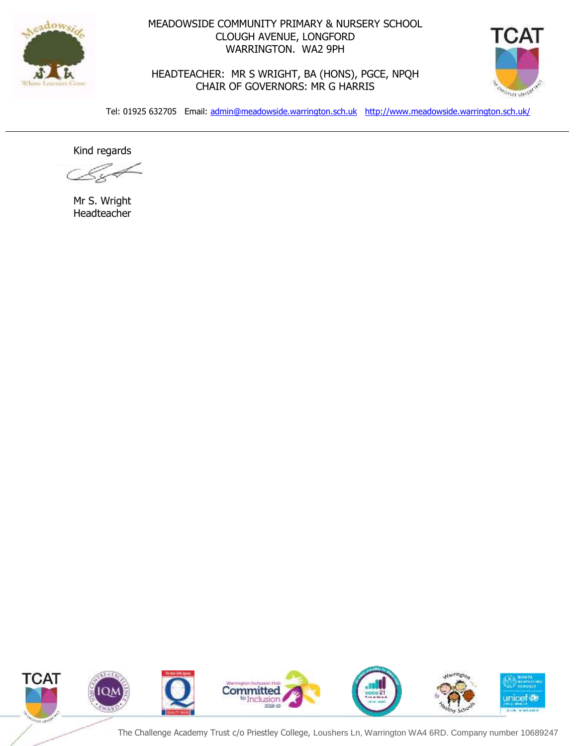Kind regards

Mr S. Wright
Headteacher